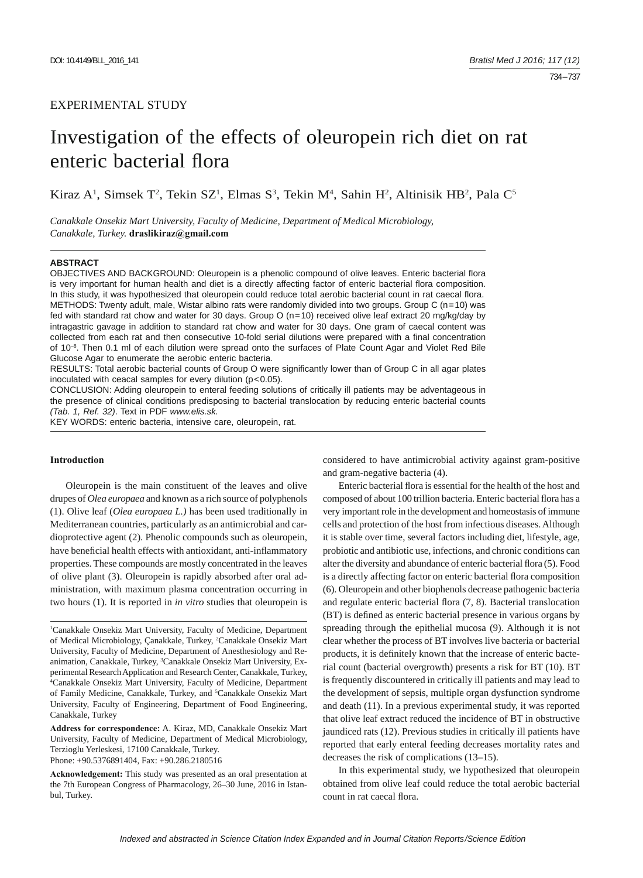EXPERIMENTAL STUDY

# Investigation of the effects of oleuropein rich diet on rat enteric bacterial flora

Kiraz A[1], Simsek T[2], Tekin SZ[1], Elmas S[3], Tekin M[4], Sahin H[2], Altinisik HB[2], Pala C[5]

*Canakkale Onsekiz Mart University, Faculty of Medicine, Department of Medical Microbiology, Canakkale, Turkey.* **draslikiraz@gmail.com**

**ABSTRACT**

OBJECTIVES AND BACKGROUND: Oleuropein is a phenolic compound of olive leaves. Enteric bacterial flora is very important for human health and diet is a directly affecting factor of enteric bacterial flora composition. In this study, it was hypothesized that oleuropein could reduce total aerobic bacterial count in rat caecal flora.

METHODS: Twenty adult, male, Wistar albino rats were randomly divided into two groups. Group C (n=10) was fed with standard rat chow and water for 30 days. Group O (n=10) received olive leaf extract 20 mg/kg/day by intragastric gavage in addition to standard rat chow and water for 30 days. One gram of caecal content was collected from each rat and then consecutive 10-fold serial dilutions were prepared with a final concentration of $10^{-8}$. Then 0.1 ml of each dilution were spread onto the surfaces of Plate Count Agar and Violet Red Bile Glucose Agar to enumerate the aerobic enteric bacteria.

RESULTS: Total aerobic bacterial counts of Group O were significantly lower than of Group C in all agar plates inoculated with ceacal samples for every dilution ($p<0.05$).

CONCLUSION: Adding oleuropein to enteral feeding solutions of critically ill patients may be adventageous in the presence of clinical conditions predisposing to bacterial translocation by reducing enteric bacterial counts *(Tab. 1, Ref. 32)*. Text in PDF *www.elis.sk.*

KEY WORDS: enteric bacteria, intensive care, oleuropein, rat.

## Introduction

Oleuropein is the main constituent of the leaves and olive drupes of *Olea europaea* and known as a rich source of polyphenols (1). Olive leaf (*Olea europaea L.)* has been used traditionally in Mediterranean countries, particularly as an antimicrobial and cardioprotective agent (2). Phenolic compounds such as oleuropein, have beneficial health effects with antioxidant, anti-inflammatory properties. These compounds are mostly concentrated in the leaves of olive plant (3). Oleuropein is rapidly absorbed after oral administration, with maximum plasma concentration occurring in two hours (1). It is reported in *in vitro* studies that oleuropein is considered to have antimicrobial activity against gram-positive and gram-negative bacteria (4).

Enteric bacterial flora is essential for the health of the host and composed of about 100 trillion bacteria. Enteric bacterial flora has a very important role in the development and homeostasis of immune cells and protection of the host from infectious diseases. Although it is stable over time, several factors including diet, lifestyle, age, probiotic and antibiotic use, infections, and chronic conditions can alter the diversity and abundance of enteric bacterial flora (5). Food is a directly affecting factor on enteric bacterial flora composition (6). Oleuropein and other biophenols decrease pathogenic bacteria and regulate enteric bacterial flora (7, 8). Bacterial translocation (BT) is defined as enteric bacterial presence in various organs by spreading through the epithelial mucosa (9). Although it is not clear whether the process of BT involves live bacteria or bacterial products, it is definitely known that the increase of enteric bacterial count (bacterial overgrowth) presents a risk for BT (10). BT is frequently discountered in critically ill patients and may lead to the development of sepsis, multiple organ dysfunction syndrome and death (11). In a previous experimental study, it was reported that olive leaf extract reduced the incidence of BT in obstructive jaundiced rats (12). Previous studies in critically ill patients have reported that early enteral feeding decreases mortality rates and decreases the risk of complications (13–15).

In this experimental study, we hypothesized that oleuropein obtained from olive leaf could reduce the total aerobic bacterial count in rat caecal flora.

---

[1]Canakkale Onsekiz Mart University, Faculty of Medicine, Department of Medical Microbiology, Çanakkale, Turkey, [2]Canakkale Onsekiz Mart University, Faculty of Medicine, Department of Anesthesiology and Reanimation, Canakkale, Turkey, [3]Canakkale Onsekiz Mart University, Experimental Research Application and Research Center, Canakkale, Turkey, [4]Canakkale Onsekiz Mart University, Faculty of Medicine, Department of Family Medicine, Canakkale, Turkey, and [5]Canakkale Onsekiz Mart University, Faculty of Engineering, Department of Food Engineering, Canakkale, Turkey

**Address for correspondence:** A. Kiraz, MD, Canakkale Onsekiz Mart University, Faculty of Medicine, Department of Medical Microbiology, Terzioglu Yerleskesi, 17100 Canakkale, Turkey.
Phone: +90.5376891404, Fax: +90.286.2180516

**Acknowledgement:** This study was presented as an oral presentation at the 7th European Congress of Pharmacology, 26–30 June, 2016 in Istanbul, Turkey.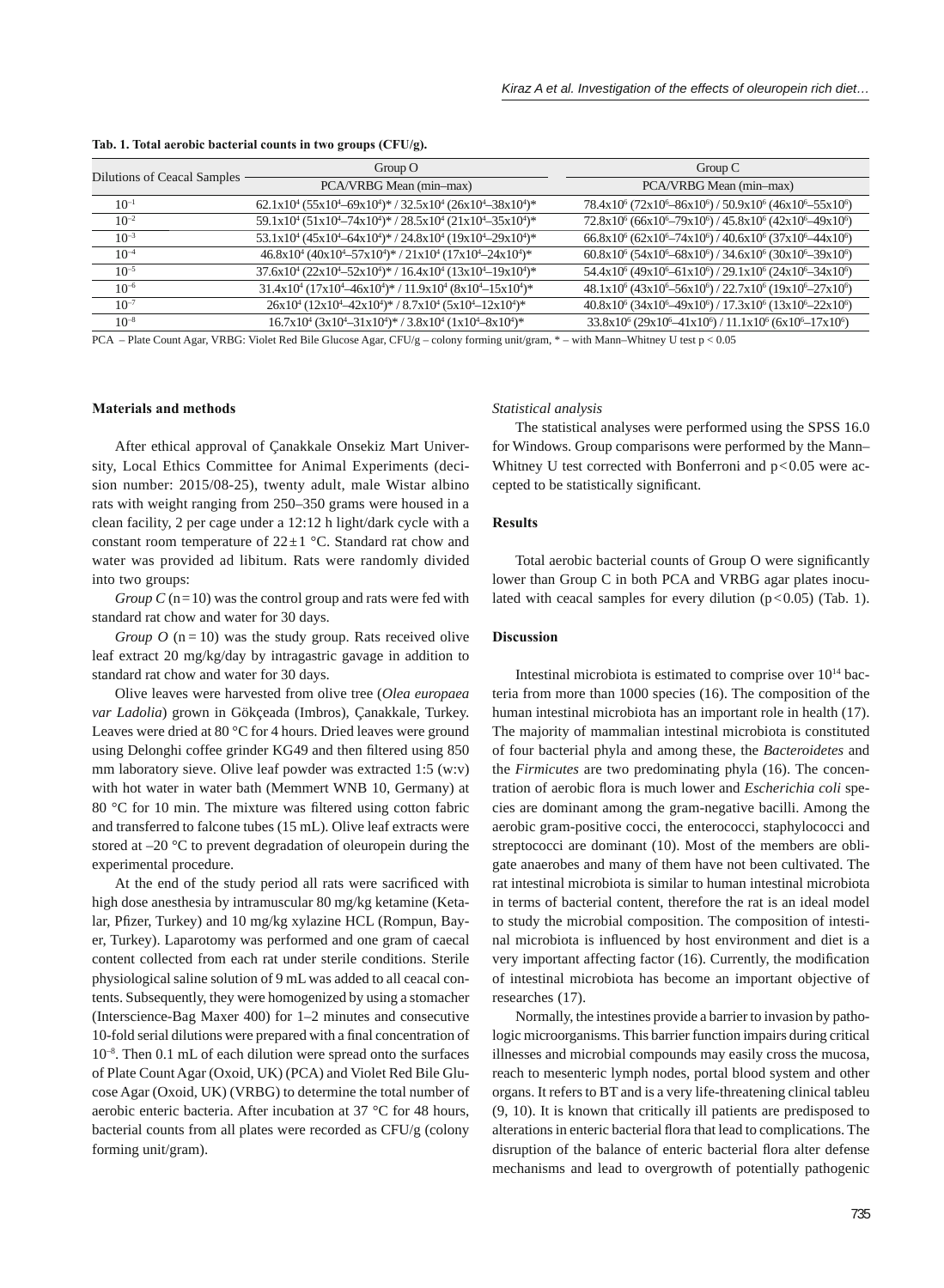**Tab. 1. Total aerobic bacterial counts in two groups (CFU/g).**

| Dilutions of Ceacal Samples | Group O | Group C |
|---|---|---|
| | PCA/VRBG Mean (min–max) | PCA/VRBG Mean (min–max) |
| $10^{-1}$ | $62.1x10^4$ ($55x10^4$–$69x10^4$)* / $32.5x10^4$ ($26x10^4$–$38x10^4$)* | $78.4x10^6$ ($72x10^6$–$86x10^6$) / $50.9x10^6$ ($46x10^6$–$55x10^6$) |
| $10^{-2}$ | $59.1x10^4$ ($51x10^4$–$74x10^4$)* / $28.5x10^4$ ($21x10^4$–$35x10^4$)* | $72.8x10^6$ ($66x10^6$–$79x10^6$) / $45.8x10^6$ ($42x10^6$–$49x10^6$) |
| $10^{-3}$ | $53.1x10^4$ ($45x10^4$–$64x10^4$)* / $24.8x10^4$ ($19x10^4$–$29x10^4$)* | $66.8x10^6$ ($62x10^6$–$74x10^6$) / $40.6x10^6$ ($37x10^6$–$44x10^6$) |
| $10^{-4}$ | $46.8x10^4$ ($40x10^4$–$57x10^4$)* / $21x10^4$ ($17x10^4$–$24x10^4$)* | $60.8x10^6$ ($54x10^6$–$68x10^6$) / $34.6x10^6$ ($30x10^6$–$39x10^6$) |
| $10^{-5}$ | $37.6x10^4$ ($22x10^4$–$52x10^4$)* / $16.4x10^4$ ($13x10^4$–$19x10^4$)* | $54.4x10^6$ ($49x10^6$–$61x10^6$) / $29.1x10^6$ ($24x10^6$–$34x10^6$) |
| $10^{-6}$ | $31.4x10^4$ ($17x10^4$–$46x10^4$)* / $11.9x10^4$ ($8x10^4$–$15x10^4$)* | $48.1x10^6$ ($43x10^6$–$56x10^6$) / $22.7x10^6$ ($19x10^6$–$27x10^6$) |
| $10^{-7}$ | $26x10^4$ ($12x10^4$–$42x10^4$)* / $8.7x10^4$ ($5x10^4$–$12x10^4$)* | $40.8x10^6$ ($34x10^6$–$49x10^6$) / $17.3x10^6$ ($13x10^6$–$22x10^6$) |
| $10^{-8}$ | $16.7x10^4$ ($3x10^4$–$31x10^4$)* / $3.8x10^4$ ($1x10^4$–$8x10^4$)* | $33.8x10^6$ ($29x10^6$–$41x10^6$) / $11.1x10^6$ ($6x10^6$–$17x10^6$) |

PCA – Plate Count Agar, VRBG: Violet Red Bile Glucose Agar, CFU/g – colony forming unit/gram, * – with Mann–Whitney U test $p < 0.05$

## Materials and methods

After ethical approval of Çanakkale Onsekiz Mart University, Local Ethics Committee for Animal Experiments (decision number: 2015/08-25), twenty adult, male Wistar albino rats with weight ranging from 250–350 grams were housed in a clean facility, 2 per cage under a 12:12 h light/dark cycle with a constant room temperature of $22 \pm 1$ °C. Standard rat chow and water was provided ad libitum. Rats were randomly divided into two groups:

*Group C* ($n = 10$) was the control group and rats were fed with standard rat chow and water for 30 days.

*Group O* ($n = 10$) was the study group. Rats received olive leaf extract 20 mg/kg/day by intragastric gavage in addition to standard rat chow and water for 30 days.

Olive leaves were harvested from olive tree (*Olea europaea var Ladolia*) grown in Gökçeada (Imbros), Çanakkale, Turkey. Leaves were dried at 80 °C for 4 hours. Dried leaves were ground using Delonghi coffee grinder KG49 and then filtered using 850 mm laboratory sieve. Olive leaf powder was extracted 1:5 (w:v) with hot water in water bath (Memmert WNB 10, Germany) at 80 °C for 10 min. The mixture was filtered using cotton fabric and transferred to falcone tubes (15 mL). Olive leaf extracts were stored at –20 °C to prevent degradation of oleuropein during the experimental procedure.

At the end of the study period all rats were sacrificed with high dose anesthesia by intramuscular 80 mg/kg ketamine (Ketalar, Pfizer, Turkey) and 10 mg/kg xylazine HCL (Rompun, Bayer, Turkey). Laparotomy was performed and one gram of caecal content collected from each rat under sterile conditions. Sterile physiological saline solution of 9 mL was added to all ceacal contents. Subsequently, they were homogenized by using a stomacher (Interscience-Bag Maxer 400) for 1–2 minutes and consecutive 10-fold serial dilutions were prepared with a final concentration of $10^{-8}$. Then 0.1 mL of each dilution were spread onto the surfaces of Plate Count Agar (Oxoid, UK) (PCA) and Violet Red Bile Glucose Agar (Oxoid, UK) (VRBG) to determine the total number of aerobic enteric bacteria. After incubation at 37 °C for 48 hours, bacterial counts from all plates were recorded as CFU/g (colony forming unit/gram).

### *Statistical analysis*

The statistical analyses were performed using the SPSS 16.0 for Windows. Group comparisons were performed by the Mann–Whitney U test corrected with Bonferroni and $p < 0.05$ were accepted to be statistically significant.

## Results

Total aerobic bacterial counts of Group O were significantly lower than Group C in both PCA and VRBG agar plates inoculated with ceacal samples for every dilution ($p < 0.05$) (Tab. 1).

## Discussion

Intestinal microbiota is estimated to comprise over $10^{14}$ bacteria from more than 1000 species (16). The composition of the human intestinal microbiota has an important role in health (17). The majority of mammalian intestinal microbiota is constituted of four bacterial phyla and among these, the *Bacteroidetes* and the *Firmicutes* are two predominating phyla (16). The concentration of aerobic flora is much lower and *Escherichia coli* species are dominant among the gram-negative bacilli. Among the aerobic gram-positive cocci, the enterococci, staphylococci and streptococci are dominant (10). Most of the members are obligate anaerobes and many of them have not been cultivated. The rat intestinal microbiota is similar to human intestinal microbiota in terms of bacterial content, therefore the rat is an ideal model to study the microbial composition. The composition of intestinal microbiota is influenced by host environment and diet is a very important affecting factor (16). Currently, the modification of intestinal microbiota has become an important objective of researches (17).

Normally, the intestines provide a barrier to invasion by pathologic microorganisms. This barrier function impairs during critical illnesses and microbial compounds may easily cross the mucosa, reach to mesenteric lymph nodes, portal blood system and other organs. It refers to BT and is a very life-threatening clinical tableu (9, 10). It is known that critically ill patients are predisposed to alterations in enteric bacterial flora that lead to complications. The disruption of the balance of enteric bacterial flora alter defense mechanisms and lead to overgrowth of potentially pathogenic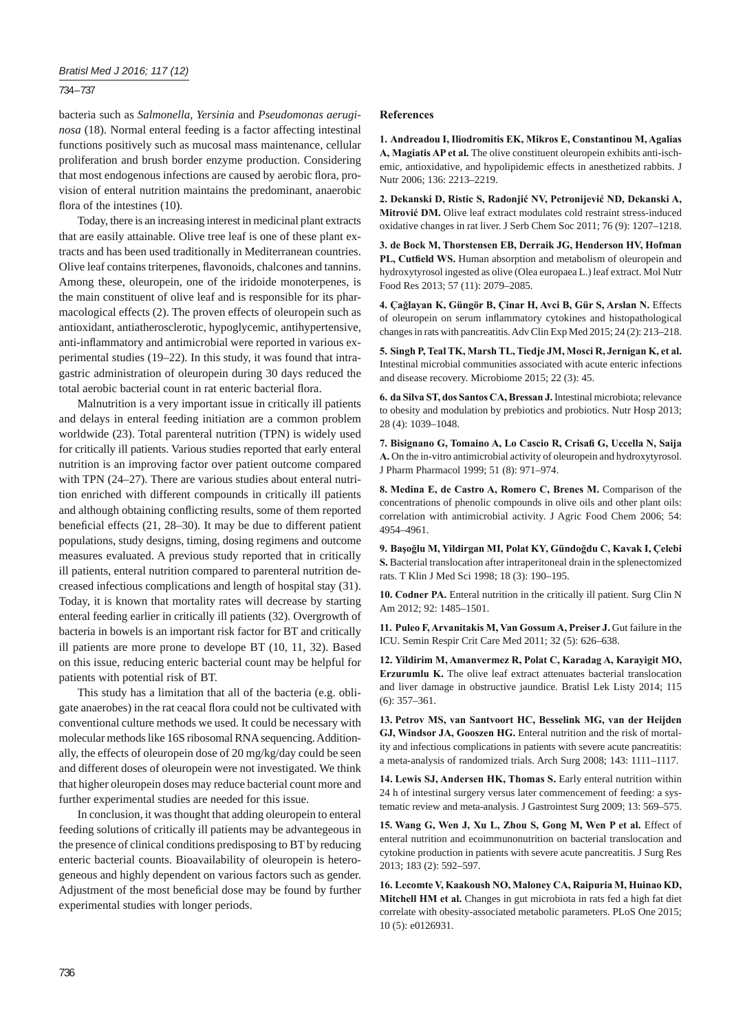bacteria such as *Salmonella*, *Yersinia* and *Pseudomonas aeruginosa* (18). Normal enteral feeding is a factor affecting intestinal functions positively such as mucosal mass maintenance, cellular proliferation and brush border enzyme production. Considering that most endogenous infections are caused by aerobic flora, provision of enteral nutrition maintains the predominant, anaerobic flora of the intestines (10).

Today, there is an increasing interest in medicinal plant extracts that are easily attainable. Olive tree leaf is one of these plant extracts and has been used traditionally in Mediterranean countries. Olive leaf contains triterpenes, flavonoids, chalcones and tannins. Among these, oleuropein, one of the iridoide monoterpenes, is the main constituent of olive leaf and is responsible for its pharmacological effects (2). The proven effects of oleuropein such as antioxidant, antiatherosclerotic, hypoglycemic, antihypertensive, anti-inflammatory and antimicrobial were reported in various experimental studies (19–22). In this study, it was found that intragastric administration of oleuropein during 30 days reduced the total aerobic bacterial count in rat enteric bacterial flora.

Malnutrition is a very important issue in critically ill patients and delays in enteral feeding initiation are a common problem worldwide (23). Total parenteral nutrition (TPN) is widely used for critically ill patients. Various studies reported that early enteral nutrition is an improving factor over patient outcome compared with TPN (24–27). There are various studies about enteral nutrition enriched with different compounds in critically ill patients and although obtaining conflicting results, some of them reported beneficial effects (21, 28–30). It may be due to different patient populations, study designs, timing, dosing regimens and outcome measures evaluated. A previous study reported that in critically ill patients, enteral nutrition compared to parenteral nutrition decreased infectious complications and length of hospital stay (31). Today, it is known that mortality rates will decrease by starting enteral feeding earlier in critically ill patients (32). Overgrowth of bacteria in bowels is an important risk factor for BT and critically ill patients are more prone to develope BT (10, 11, 32). Based on this issue, reducing enteric bacterial count may be helpful for patients with potential risk of BT.

This study has a limitation that all of the bacteria (e.g. obligate anaerobes) in the rat ceacal flora could not be cultivated with conventional culture methods we used. It could be necessary with molecular methods like 16S ribosomal RNA sequencing. Additionally, the effects of oleuropein dose of 20 mg/kg/day could be seen and different doses of oleuropein were not investigated. We think that higher oleuropein doses may reduce bacterial count more and further experimental studies are needed for this issue.

In conclusion, it was thought that adding oleuropein to enteral feeding solutions of critically ill patients may be advantegeous in the presence of clinical conditions predisposing to BT by reducing enteric bacterial counts. Bioavailability of oleuropein is heterogeneous and highly dependent on various factors such as gender. Adjustment of the most beneficial dose may be found by further experimental studies with longer periods.

## References

1. **Andreadou I, Iliodromitis EK, Mikros E, Constantinou M, Agalias A, Magiatis AP et al.** The olive constituent oleuropein exhibits anti-ischemic, antioxidative, and hypolipidemic effects in anesthetized rabbits. J Nutr 2006; 136: 2213–2219.

2. **Dekanski D, Ristic S, Radonjić NV, Petronijević ND, Dekanski A, Mitrović DM.** Olive leaf extract modulates cold restraint stress-induced oxidative changes in rat liver. J Serb Chem Soc 2011; 76 (9): 1207–1218.

3. **de Bock M, Thorstensen EB, Derraik JG, Henderson HV, Hofman PL, Cutfield WS.** Human absorption and metabolism of oleuropein and hydroxytyrosol ingested as olive (Olea europaea L.) leaf extract. Mol Nutr Food Res 2013; 57 (11): 2079–2085.

4. **Çağlayan K, Güngör B, Çinar H, Avci B, Gür S, Arslan N.** Effects of oleuropein on serum inflammatory cytokines and histopathological changes in rats with pancreatitis. Adv Clin Exp Med 2015; 24 (2): 213–218.

5. **Singh P, Teal TK, Marsh TL, Tiedje JM, Mosci R, Jernigan K, et al.** Intestinal microbial communities associated with acute enteric infections and disease recovery. Microbiome 2015; 22 (3): 45.

6. **da Silva ST, dos Santos CA, Bressan J.** Intestinal microbiota; relevance to obesity and modulation by prebiotics and probiotics. Nutr Hosp 2013; 28 (4): 1039–1048.

7. **Bisignano G, Tomaino A, Lo Cascio R, Crisafi G, Uccella N, Saija A.** On the in-vitro antimicrobial activity of oleuropein and hydroxytyrosol. J Pharm Pharmacol 1999; 51 (8): 971–974.

8. **Medina E, de Castro A, Romero C, Brenes M.** Comparison of the concentrations of phenolic compounds in olive oils and other plant oils: correlation with antimicrobial activity. J Agric Food Chem 2006; 54: 4954–4961.

9. **Başoğlu M, Yildirgan MI, Polat KY, Gündoğdu C, Kavak I, Çelebi S.** Bacterial translocation after intraperitoneal drain in the splenectomized rats. T Klin J Med Sci 1998; 18 (3): 190–195.

10. **Codner PA.** Enteral nutrition in the critically ill patient. Surg Clin N Am 2012; 92: 1485–1501.

11. **Puleo F, Arvanitakis M, Van Gossum A, Preiser J.** Gut failure in the ICU. Semin Respir Crit Care Med 2011; 32 (5): 626–638.

12. **Yildirim M, Amanvermez R, Polat C, Karadag A, Karayigit MO, Erzurumlu K.** The olive leaf extract attenuates bacterial translocation and liver damage in obstructive jaundice. Bratisl Lek Listy 2014; 115 (6): 357–361.

13. **Petrov MS, van Santvoort HC, Besselink MG, van der Heijden GJ, Windsor JA, Gooszen HG.** Enteral nutrition and the risk of mortality and infectious complications in patients with severe acute pancreatitis: a meta-analysis of randomized trials. Arch Surg 2008; 143: 1111–1117.

14. **Lewis SJ, Andersen HK, Thomas S.** Early enteral nutrition within 24 h of intestinal surgery versus later commencement of feeding: a systematic review and meta-analysis. J Gastrointest Surg 2009; 13: 569–575.

15. **Wang G, Wen J, Xu L, Zhou S, Gong M, Wen P et al.** Effect of enteral nutrition and ecoimmunonutrition on bacterial translocation and cytokine production in patients with severe acute pancreatitis. J Surg Res 2013; 183 (2): 592–597.

16. **Lecomte V, Kaakoush NO, Maloney CA, Raipuria M, Huinao KD, Mitchell HM et al.** Changes in gut microbiota in rats fed a high fat diet correlate with obesity-associated metabolic parameters. PLoS One 2015; 10 (5): e0126931.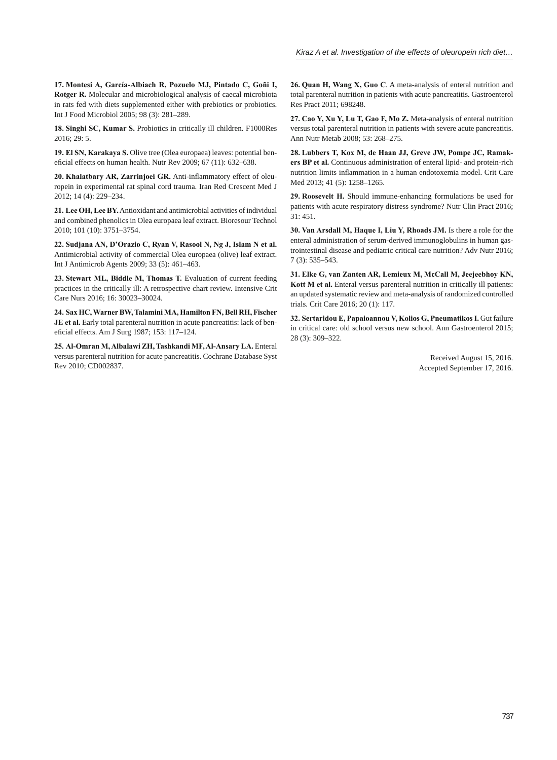**17. Montesi A, García-Albiach R, Pozuelo MJ, Pintado C, Goñi I, Rotger R.** Molecular and microbiological analysis of caecal microbiota in rats fed with diets supplemented either with prebiotics or probiotics. Int J Food Microbiol 2005; 98 (3): 281–289.

**18. Singhi SC, Kumar S.** Probiotics in critically ill children. F1000Res 2016; 29: 5.

**19. El SN, Karakaya S.** Olive tree (Olea europaea) leaves: potential beneficial effects on human health. Nutr Rev 2009; 67 (11): 632–638.

**20. Khalatbary AR, Zarrinjoei GR.** Anti-inflammatory effect of oleuropein in experimental rat spinal cord trauma. Iran Red Crescent Med J 2012; 14 (4): 229–234.

**21. Lee OH, Lee BY.** Antioxidant and antimicrobial activities of individual and combined phenolics in Olea europaea leaf extract. Bioresour Technol 2010; 101 (10): 3751–3754.

**22. Sudjana AN, D'Orazio C, Ryan V, Rasool N, Ng J, Islam N et al.** Antimicrobial activity of commercial Olea europaea (olive) leaf extract. Int J Antimicrob Agents 2009; 33 (5): 461–463.

**23. Stewart ML, Biddle M, Thomas T.** Evaluation of current feeding practices in the critically ill: A retrospective chart review. Intensive Crit Care Nurs 2016; 16: 30023–30024.

**24. Sax HC, Warner BW, Talamini MA, Hamilton FN, Bell RH, Fischer JE et al.** Early total parenteral nutrition in acute pancreatitis: lack of beneficial effects. Am J Surg 1987; 153: 117–124.

**25. Al-Omran M, Albalawi ZH, Tashkandi MF, Al-Ansary LA.** Enteral versus parenteral nutrition for acute pancreatitis. Cochrane Database Syst Rev 2010; CD002837.

**26. Quan H, Wang X, Guo C**. A meta-analysis of enteral nutrition and total parenteral nutrition in patients with acute pancreatitis. Gastroenterol Res Pract 2011; 698248.

**27. Cao Y, Xu Y, Lu T, Gao F, Mo Z.** Meta-analysis of enteral nutrition versus total parenteral nutrition in patients with severe acute pancreatitis. Ann Nutr Metab 2008; 53: 268–275.

**28. Lubbers T, Kox M, de Haan JJ, Greve JW, Pompe JC, Ramakers BP et al.** Continuous administration of enteral lipid- and protein-rich nutrition limits inflammation in a human endotoxemia model. Crit Care Med 2013; 41 (5): 1258–1265.

**29. Roosevelt H.** Should immune-enhancing formulations be used for patients with acute respiratory distress syndrome? Nutr Clin Pract 2016; 31: 451.

**30. Van Arsdall M, Haque I, Liu Y, Rhoads JM.** Is there a role for the enteral administration of serum-derived immunoglobulins in human gastrointestinal disease and pediatric critical care nutrition? Adv Nutr 2016; 7 (3): 535–543.

**31. Elke G, van Zanten AR, Lemieux M, McCall M, Jeejeebhoy KN, Kott M et al.** Enteral versus parenteral nutrition in critically ill patients: an updated systematic review and meta-analysis of randomized controlled trials. Crit Care 2016; 20 (1): 117.

**32. Sertaridou E, Papaioannou V, Kolios G, Pneumatikos I.** Gut failure in critical care: old school versus new school. Ann Gastroenterol 2015; 28 (3): 309–322.

Received August 15, 2016.
Accepted September 17, 2016.